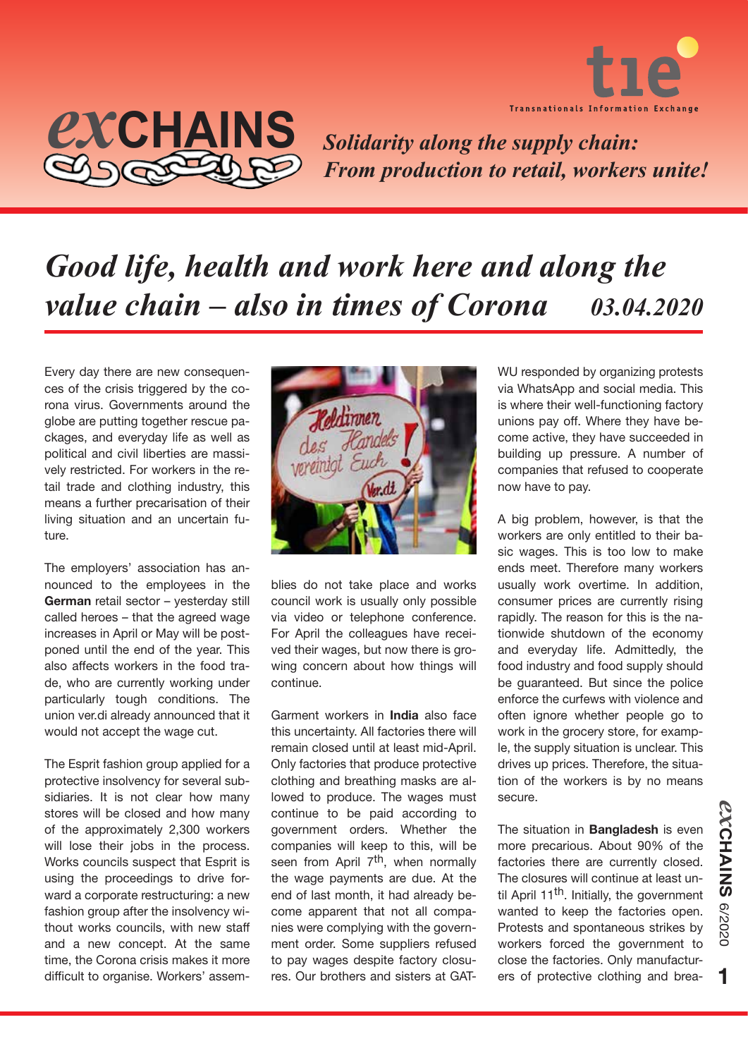# exCHAINS

*Solidarity along the supply chain: From production to retail, workers unite!*

## *Good life, health and work here and along the value chain – also in times of Corona* *03.04.2020*

Every day there are new consequences of the crisis triggered by the corona virus. Governments around the globe are putting together rescue packages, and everyday life as well as political and civil liberties are massively restricted. For workers in the retail trade and clothing industry, this means a further precarisation of their living situation and an uncertain future.

The employers' association has announced to the employees in the **German** retail sector – yesterday still called heroes – that the agreed wage increases in April or May will be postponed until the end of the year. This also affects workers in the food trade, who are currently working under particularly tough conditions. The union ver.di already announced that it would not accept the wage cut.

The Esprit fashion group applied for a protective insolvency for several subsidiaries. It is not clear how many stores will be closed and how many of the approximately 2,300 workers will lose their jobs in the process. Works councils suspect that Esprit is using the proceedings to drive forward a corporate restructuring: a new fashion group after the insolvency without works councils, with new staff and a new concept. At the same time, the Corona crisis makes it more difficult to organise. Workers' assemblies do not take place and works council work is usually only possible via video or telephone conference. For April the colleagues have received their wages, but now there is growing concern about how things will continue.

Garment workers in **India** also face this uncertainty. All factories there will remain closed until at least mid-April. Only factories that produce protective clothing and breathing masks are allowed to produce. The wages must continue to be paid according to government orders. Whether the companies will keep to this, will be seen from April 7th, when normally the wage payments are due. At the end of last month, it had already become apparent that not all companies were complying with the government order. Some suppliers refused to pay wages despite factory closures. Our brothers and sisters at GATWU responded by organizing protests via WhatsApp and social media. This is where their well-functioning factory unions pay off. Where they have become active, they have succeeded in building up pressure. A number of companies that refused to cooperate now have to pay.

A big problem, however, is that the workers are only entitled to their basic wages. This is too low to make ends meet. Therefore many workers usually work overtime. In addition, consumer prices are currently rising rapidly. The reason for this is the nationwide shutdown of the economy and everyday life. Admittedly, the food industry and food supply should be guaranteed. But since the police enforce the curfews with violence and often ignore whether people go to work in the grocery store, for example, the supply situation is unclear. This drives up prices. Therefore, the situation of the workers is by no means secure.

The situation in **Bangladesh** is even more precarious. About 90% of the factories there are currently closed. The closures will continue at least until April 11th. Initially, the government wanted to keep the factories open. Protests and spontaneous strikes by workers forced the government to close the factories. Only manufacturers of protective clothing and brea-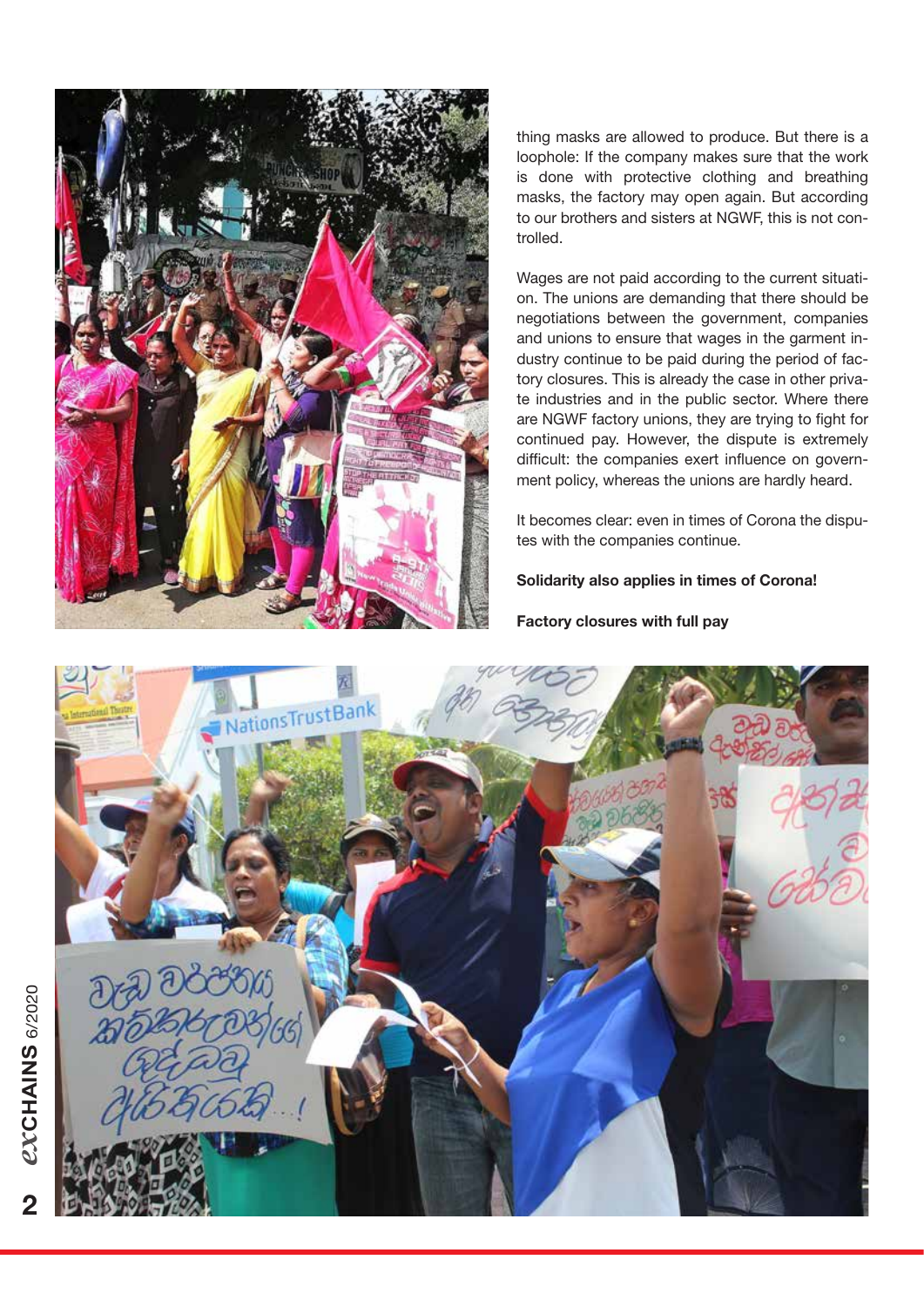thing masks are allowed to produce. But there is a loophole: If the company makes sure that the work is done with protective clothing and breathing masks, the factory may open again. But according to our brothers and sisters at NGWF, this is not controlled.

Wages are not paid according to the current situation. The unions are demanding that there should be negotiations between the government, companies and unions to ensure that wages in the garment industry continue to be paid during the period of factory closures. This is already the case in other private industries and in the public sector. Where there are NGWF factory unions, they are trying to fight for continued pay. However, the dispute is extremely difficult: the companies exert influence on government policy, whereas the unions are hardly heard.

It becomes clear: even in times of Corona the disputes with the companies continue.

**Solidarity also applies in times of Corona!**

**Factory closures with full pay**